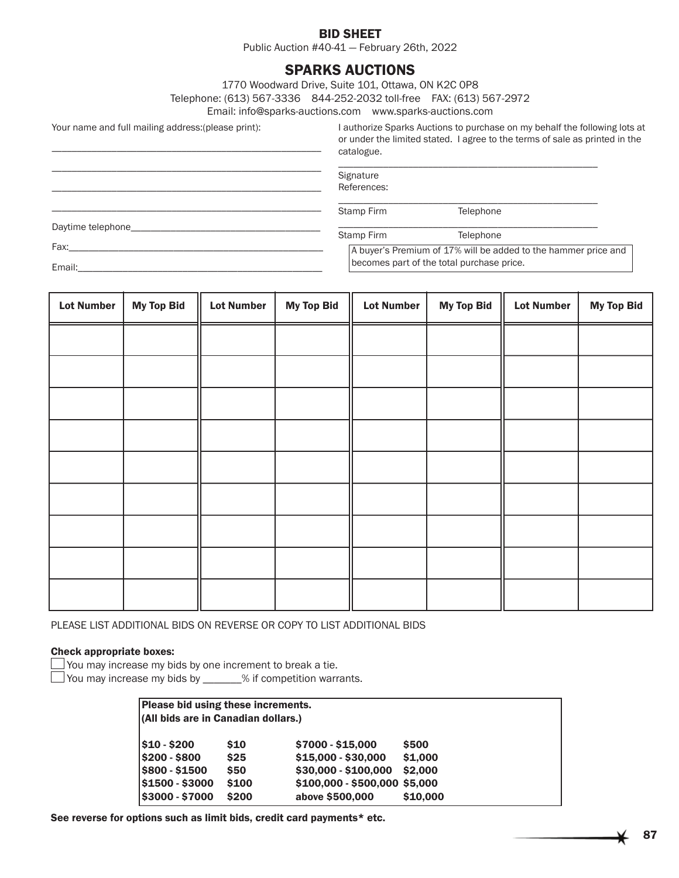# BID SHEET

Public Auction #40-41 — February 26th, 2022

## SPARKS AUCTIONS

1770 Woodward Drive, Suite 101, Ottawa, ON K2C 0P8
Telephone: (613) 567-3336 844-252-2032 toll-free FAX: (613) 567-2972
Email: info@sparks-auctions.com www.sparks-auctions.com

Your name and full mailing address:(please print):

______________________________________________

______________________________________________

______________________________________________

______________________________________________

Daytime telephone________________________________

Fax:_____________________________________________

Email:___________________________________________

I authorize Sparks Auctions to purchase on my behalf the following lots at or under the limited stated. I agree to the terms of sale as printed in the catalogue.

______________________________________________

Signature

References:

______________________________________________

Stamp Firm Telephone

______________________________________________

Stamp Firm Telephone

A buyer's Premium of 17% will be added to the hammer price and becomes part of the total purchase price.

| Lot Number | My Top Bid | Lot Number | My Top Bid | Lot Number | My Top Bid | Lot Number | My Top Bid |
|---|---|---|---|---|---|---|---|
| | | | | | | | |
| | | | | | | | |
| | | | | | | | |
| | | | | | | | |
| | | | | | | | |
| | | | | | | | |
| | | | | | | | |
| | | | | | | | |
| | | | | | | | |

PLEASE LIST ADDITIONAL BIDS ON REVERSE OR COPY TO LIST ADDITIONAL BIDS

**Check appropriate boxes:**

☐ You may increase my bids by one increment to break a tie.

☐ You may increase my bids by _______% if competition warrants.

**Please bid using these increments.**
**(All bids are in Canadian dollars.)**

| | | | |
|---|---|---|---|
| **$10 - $200** | **$10** | **$7000 - $15,000** | **$500** |
| **$200 - $800** | **$25** | **$15,000 - $30,000** | **$1,000** |
| **$800 - $1500** | **$50** | **$30,000 - $100,000** | **$2,000** |
| **$1500 - $3000** | **$100** | **$100,000 - $500,000** | **$5,000** |
| **$3000 - $7000** | **$200** | **above $500,000** | **$10,000** |

**See reverse for options such as limit bids, credit card payments* etc.**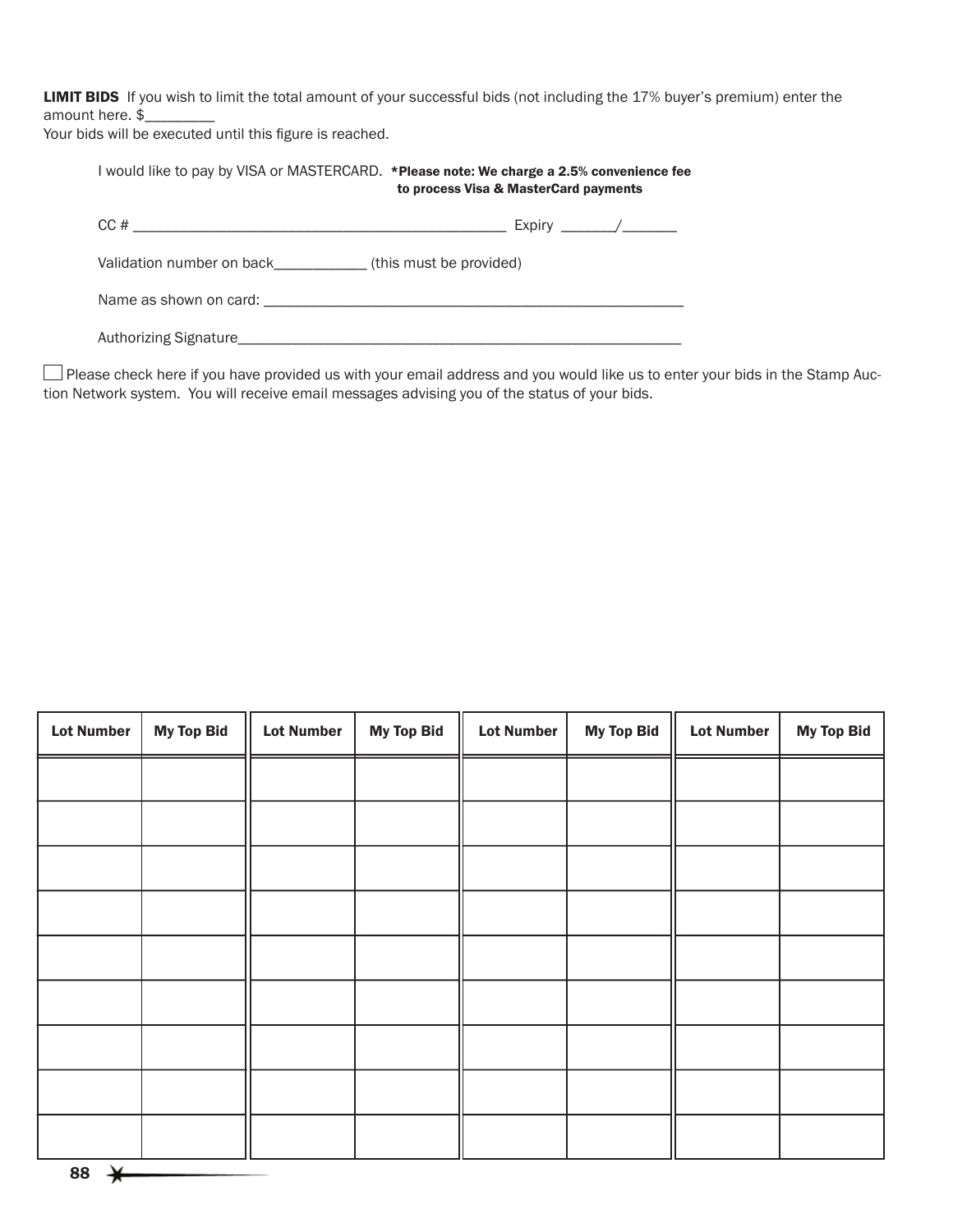**LIMIT BIDS** If you wish to limit the total amount of your successful bids (not including the 17% buyer's premium) enter the amount here. $_________
Your bids will be executed until this figure is reached.

I would like to pay by VISA or MASTERCARD. **\*Please note: We charge a 2.5% convenience fee to process Visa & MasterCard payments**

CC # _______________________________________________ Expiry _______/_______

Validation number on back____________ (this must be provided)

Name as shown on card: _______________________________________________________

Authorizing Signature__________________________________________________________

☐ Please check here if you have provided us with your email address and you would like us to enter your bids in the Stamp Auction Network system. You will receive email messages advising you of the status of your bids.

| Lot Number | My Top Bid | Lot Number | My Top Bid | Lot Number | My Top Bid | Lot Number | My Top Bid |
|---|---|---|---|---|---|---|---|
| | | | | | | | |
| | | | | | | | |
| | | | | | | | |
| | | | | | | | |
| | | | | | | | |
| | | | | | | | |
| | | | | | | | |
| | | | | | | | |
| | | | | | | | |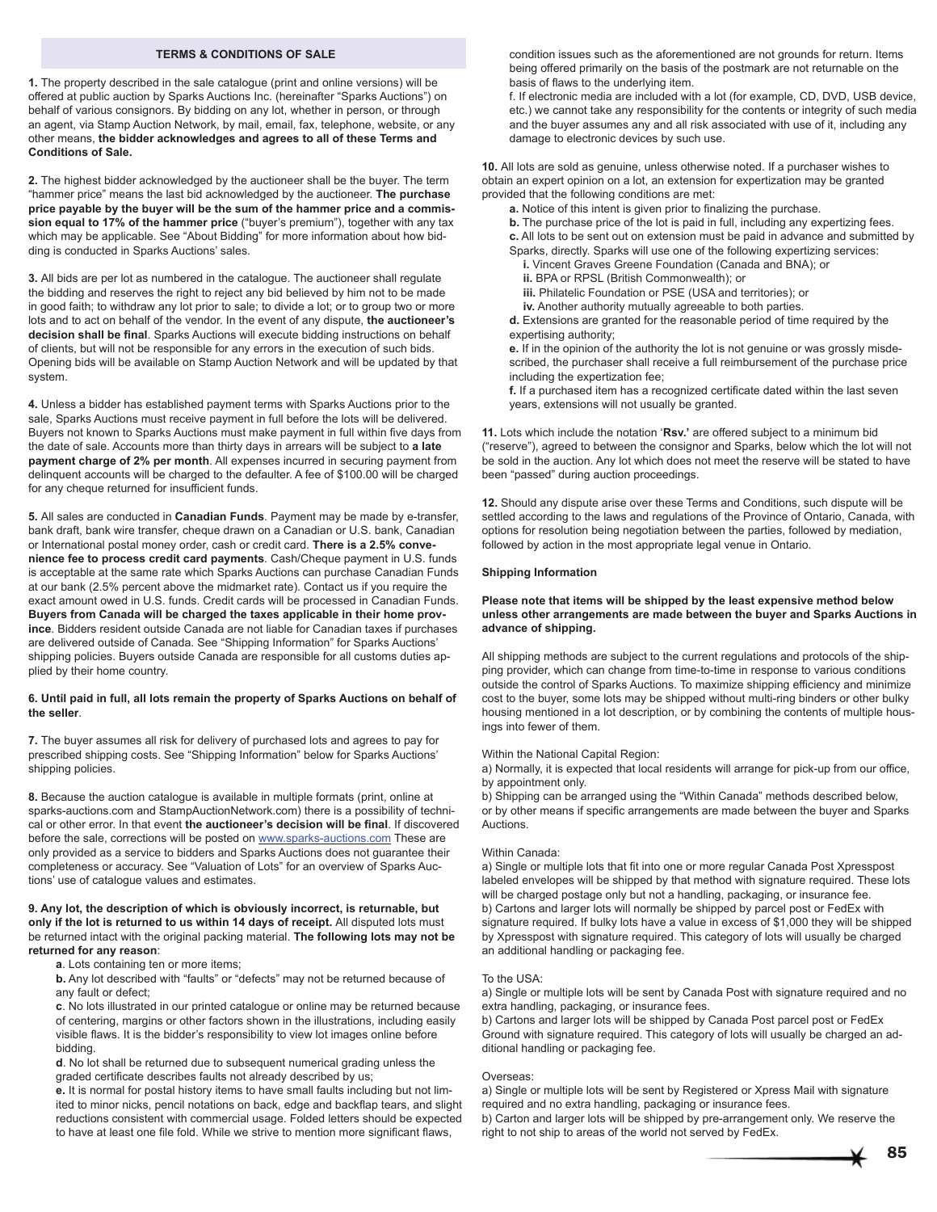## TERMS & CONDITIONS OF SALE

**1.** The property described in the sale catalogue (print and online versions) will be offered at public auction by Sparks Auctions Inc. (hereinafter "Sparks Auctions") on behalf of various consignors. By bidding on any lot, whether in person, or through an agent, via Stamp Auction Network, by mail, email, fax, telephone, website, or any other means, **the bidder acknowledges and agrees to all of these Terms and Conditions of Sale.**

**2.** The highest bidder acknowledged by the auctioneer shall be the buyer. The term "hammer price" means the last bid acknowledged by the auctioneer. **The purchase price payable by the buyer will be the sum of the hammer price and a commission equal to 17% of the hammer price** ("buyer's premium"), together with any tax which may be applicable. See "About Bidding" for more information about how bidding is conducted in Sparks Auctions' sales.

**3.** All bids are per lot as numbered in the catalogue. The auctioneer shall regulate the bidding and reserves the right to reject any bid believed by him not to be made in good faith; to withdraw any lot prior to sale; to divide a lot; or to group two or more lots and to act on behalf of the vendor. In the event of any dispute, **the auctioneer's decision shall be final**. Sparks Auctions will execute bidding instructions on behalf of clients, but will not be responsible for any errors in the execution of such bids. Opening bids will be available on Stamp Auction Network and will be updated by that system.

**4.** Unless a bidder has established payment terms with Sparks Auctions prior to the sale, Sparks Auctions must receive payment in full before the lots will be delivered. Buyers not known to Sparks Auctions must make payment in full within five days from the date of sale. Accounts more than thirty days in arrears will be subject to **a late payment charge of 2% per month**. All expenses incurred in securing payment from delinquent accounts will be charged to the defaulter. A fee of $100.00 will be charged for any cheque returned for insufficient funds.

**5.** All sales are conducted in **Canadian Funds**. Payment may be made by e-transfer, bank draft, bank wire transfer, cheque drawn on a Canadian or U.S. bank, Canadian or International postal money order, cash or credit card. **There is a 2.5% convenience fee to process credit card payments**. Cash/Cheque payment in U.S. funds is acceptable at the same rate which Sparks Auctions can purchase Canadian Funds at our bank (2.5% percent above the midmarket rate). Contact us if you require the exact amount owed in U.S. funds. Credit cards will be processed in Canadian Funds. **Buyers from Canada will be charged the taxes applicable in their home province**. Bidders resident outside Canada are not liable for Canadian taxes if purchases are delivered outside of Canada. See "Shipping Information" for Sparks Auctions' shipping policies. Buyers outside Canada are responsible for all customs duties applied by their home country.

**6. Until paid in full, all lots remain the property of Sparks Auctions on behalf of the seller**.

**7.** The buyer assumes all risk for delivery of purchased lots and agrees to pay for prescribed shipping costs. See "Shipping Information" below for Sparks Auctions' shipping policies.

**8.** Because the auction catalogue is available in multiple formats (print, online at sparks-auctions.com and StampAuctionNetwork.com) there is a possibility of technical or other error. In that event **the auctioneer's decision will be final**. If discovered before the sale, corrections will be posted on www.sparks-auctions.com These are only provided as a service to bidders and Sparks Auctions does not guarantee their completeness or accuracy. See "Valuation of Lots" for an overview of Sparks Auctions' use of catalogue values and estimates.

**9. Any lot, the description of which is obviously incorrect, is returnable, but only if the lot is returned to us within 14 days of receipt.** All disputed lots must be returned intact with the original packing material. **The following lots may not be returned for any reason**:

- **a**. Lots containing ten or more items;
- **b.** Any lot described with "faults" or "defects" may not be returned because of any fault or defect;
- **c**. No lots illustrated in our printed catalogue or online may be returned because of centering, margins or other factors shown in the illustrations, including easily visible flaws. It is the bidder's responsibility to view lot images online before bidding.
- **d**. No lot shall be returned due to subsequent numerical grading unless the graded certificate describes faults not already described by us;
- **e.** It is normal for postal history items to have small faults including but not limited to minor nicks, pencil notations on back, edge and backflap tears, and slight reductions consistent with commercial usage. Folded letters should be expected to have at least one file fold. While we strive to mention more significant flaws, condition issues such as the aforementioned are not grounds for return. Items being offered primarily on the basis of the postmark are not returnable on the basis of flaws to the underlying item.
- f. If electronic media are included with a lot (for example, CD, DVD, USB device, etc.) we cannot take any responsibility for the contents or integrity of such media and the buyer assumes any and all risk associated with use of it, including any damage to electronic devices by such use.

**10.** All lots are sold as genuine, unless otherwise noted. If a purchaser wishes to obtain an expert opinion on a lot, an extension for expertization may be granted provided that the following conditions are met:

- **a.** Notice of this intent is given prior to finalizing the purchase.
- **b.** The purchase price of the lot is paid in full, including any expertizing fees.
- **c.** All lots to be sent out on extension must be paid in advance and submitted by Sparks, directly. Sparks will use one of the following expertizing services:
  - **i.** Vincent Graves Greene Foundation (Canada and BNA); or
  - **ii.** BPA or RPSL (British Commonwealth); or
  - **iii.** Philatelic Foundation or PSE (USA and territories); or
  - **iv.** Another authority mutually agreeable to both parties.
- **d.** Extensions are granted for the reasonable period of time required by the expertising authority;
- **e.** If in the opinion of the authority the lot is not genuine or was grossly misdescribed, the purchaser shall receive a full reimbursement of the purchase price including the expertization fee;
- **f.** If a purchased item has a recognized certificate dated within the last seven years, extensions will not usually be granted.

**11.** Lots which include the notation '**Rsv.**' are offered subject to a minimum bid ("reserve"), agreed to between the consignor and Sparks, below which the lot will not be sold in the auction. Any lot which does not meet the reserve will be stated to have been "passed" during auction proceedings.

**12.** Should any dispute arise over these Terms and Conditions, such dispute will be settled according to the laws and regulations of the Province of Ontario, Canada, with options for resolution being negotiation between the parties, followed by mediation, followed by action in the most appropriate legal venue in Ontario.

### Shipping Information

**Please note that items will be shipped by the least expensive method below unless other arrangements are made between the buyer and Sparks Auctions in advance of shipping.**

All shipping methods are subject to the current regulations and protocols of the shipping provider, which can change from time-to-time in response to various conditions outside the control of Sparks Auctions. To maximize shipping efficiency and minimize cost to the buyer, some lots may be shipped without multi-ring binders or other bulky housing mentioned in a lot description, or by combining the contents of multiple housings into fewer of them.

Within the National Capital Region:

a) Normally, it is expected that local residents will arrange for pick-up from our office, by appointment only.

b) Shipping can be arranged using the "Within Canada" methods described below, or by other means if specific arrangements are made between the buyer and Sparks Auctions.

Within Canada:

a) Single or multiple lots that fit into one or more regular Canada Post Xpresspost labeled envelopes will be shipped by that method with signature required. These lots will be charged postage only but not a handling, packaging, or insurance fee.

b) Cartons and larger lots will normally be shipped by parcel post or FedEx with signature required. If bulky lots have a value in excess of $1,000 they will be shipped by Xpresspost with signature required. This category of lots will usually be charged an additional handling or packaging fee.

To the USA:

a) Single or multiple lots will be sent by Canada Post with signature required and no extra handling, packaging, or insurance fees.

b) Cartons and larger lots will be shipped by Canada Post parcel post or FedEx Ground with signature required. This category of lots will usually be charged an additional handling or packaging fee.

Overseas:

a) Single or multiple lots will be sent by Registered or Xpress Mail with signature required and no extra handling, packaging or insurance fees.

b) Carton and larger lots will be shipped by pre-arrangement only. We reserve the right to not ship to areas of the world not served by FedEx.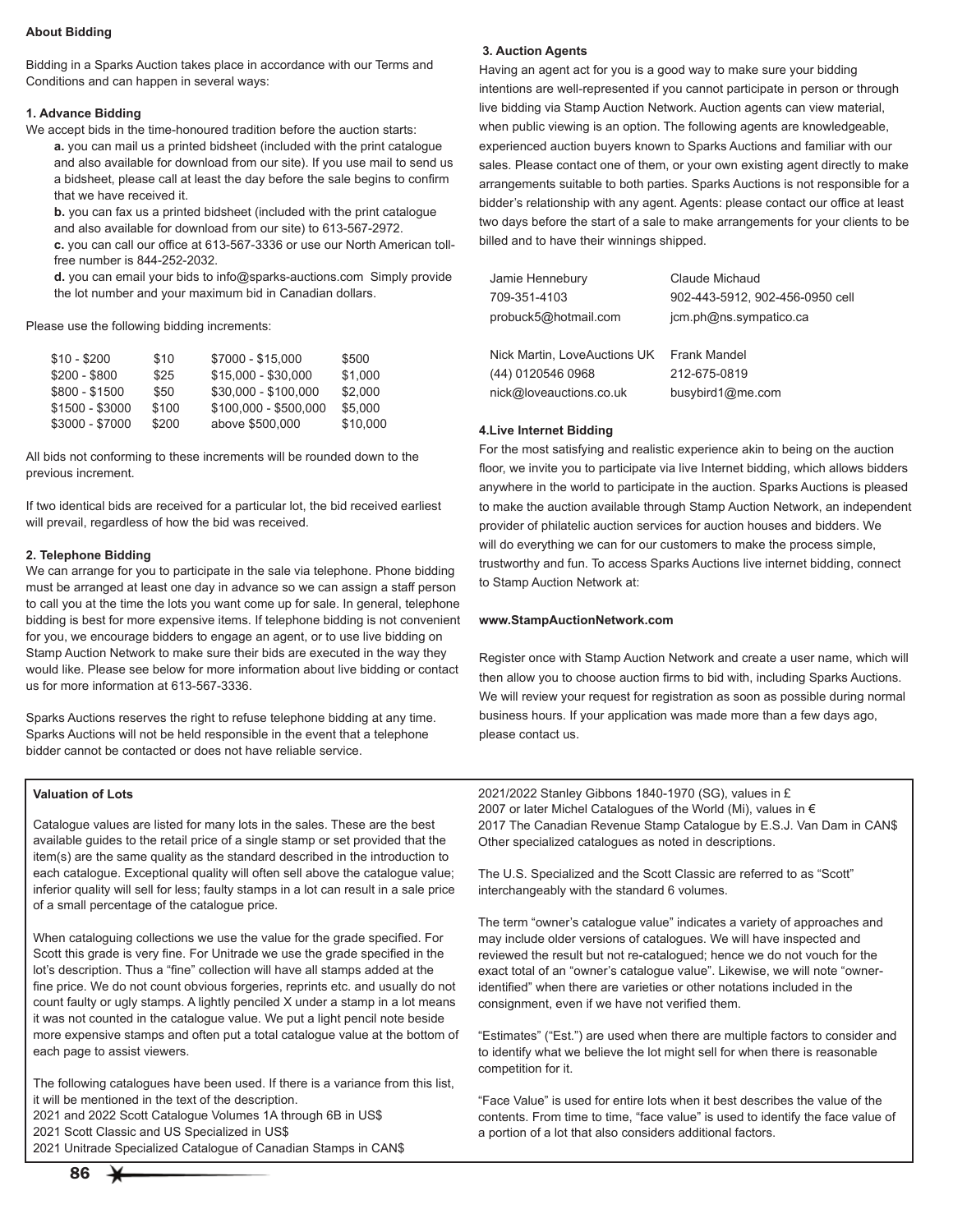**About Bidding**

Bidding in a Sparks Auction takes place in accordance with our Terms and Conditions and can happen in several ways:

**1. Advance Bidding**

We accept bids in the time-honoured tradition before the auction starts:

**a.** you can mail us a printed bidsheet (included with the print catalogue and also available for download from our site). If you use mail to send us a bidsheet, please call at least the day before the sale begins to confirm that we have received it.

**b.** you can fax us a printed bidsheet (included with the print catalogue and also available for download from our site) to 613-567-2972.

**c.** you can call our office at 613-567-3336 or use our North American toll-free number is 844-252-2032.

**d.** you can email your bids to info@sparks-auctions.com Simply provide the lot number and your maximum bid in Canadian dollars.

Please use the following bidding increments:

| | | | |
|---|---|---|---|
| $10 - $200 | $10 | $7000 - $15,000 | $500 |
| $200 - $800 | $25 | $15,000 - $30,000 | $1,000 |
| $800 - $1500 | $50 | $30,000 - $100,000 | $2,000 |
| $1500 - $3000 | $100 | $100,000 - $500,000 | $5,000 |
| $3000 - $7000 | $200 | above $500,000 | $10,000 |

All bids not conforming to these increments will be rounded down to the previous increment.

If two identical bids are received for a particular lot, the bid received earliest will prevail, regardless of how the bid was received.

**2. Telephone Bidding**

We can arrange for you to participate in the sale via telephone. Phone bidding must be arranged at least one day in advance so we can assign a staff person to call you at the time the lots you want come up for sale. In general, telephone bidding is best for more expensive items. If telephone bidding is not convenient for you, we encourage bidders to engage an agent, or to use live bidding on Stamp Auction Network to make sure their bids are executed in the way they would like. Please see below for more information about live bidding or contact us for more information at 613-567-3336.

Sparks Auctions reserves the right to refuse telephone bidding at any time. Sparks Auctions will not be held responsible in the event that a telephone bidder cannot be contacted or does not have reliable service.

**3. Auction Agents**

Having an agent act for you is a good way to make sure your bidding intentions are well-represented if you cannot participate in person or through live bidding via Stamp Auction Network. Auction agents can view material, when public viewing is an option. The following agents are knowledgeable, experienced auction buyers known to Sparks Auctions and familiar with our sales. Please contact one of them, or your own existing agent directly to make arrangements suitable to both parties. Sparks Auctions is not responsible for a bidder's relationship with any agent. Agents: please contact our office at least two days before the start of a sale to make arrangements for your clients to be billed and to have their winnings shipped.

Jamie Hennebury
709-351-4103
probuck5@hotmail.com

Claude Michaud
902-443-5912, 902-456-0950 cell
jcm.ph@ns.sympatico.ca

Nick Martin, LoveAuctions UK
(44) 0120546 0968
nick@loveauctions.co.uk

Frank Mandel
212-675-0819
busybird1@me.com

**4.Live Internet Bidding**

For the most satisfying and realistic experience akin to being on the auction floor, we invite you to participate via live Internet bidding, which allows bidders anywhere in the world to participate in the auction. Sparks Auctions is pleased to make the auction available through Stamp Auction Network, an independent provider of philatelic auction services for auction houses and bidders. We will do everything we can for our customers to make the process simple, trustworthy and fun. To access Sparks Auctions live internet bidding, connect to Stamp Auction Network at:

**www.StampAuctionNetwork.com**

Register once with Stamp Auction Network and create a user name, which will then allow you to choose auction firms to bid with, including Sparks Auctions. We will review your request for registration as soon as possible during normal business hours. If your application was made more than a few days ago, please contact us.

**Valuation of Lots**

Catalogue values are listed for many lots in the sales. These are the best available guides to the retail price of a single stamp or set provided that the item(s) are the same quality as the standard described in the introduction to each catalogue. Exceptional quality will often sell above the catalogue value; inferior quality will sell for less; faulty stamps in a lot can result in a sale price of a small percentage of the catalogue price.

When cataloguing collections we use the value for the grade specified. For Scott this grade is very fine. For Unitrade we use the grade specified in the lot's description. Thus a "fine" collection will have all stamps added at the fine price. We do not count obvious forgeries, reprints etc. and usually do not count faulty or ugly stamps. A lightly penciled X under a stamp in a lot means it was not counted in the catalogue value. We put a light pencil note beside more expensive stamps and often put a total catalogue value at the bottom of each page to assist viewers.

The following catalogues have been used. If there is a variance from this list, it will be mentioned in the text of the description.
2021 and 2022 Scott Catalogue Volumes 1A through 6B in US$
2021 Scott Classic and US Specialized in US$
2021 Unitrade Specialized Catalogue of Canadian Stamps in CAN$
2021/2022 Stanley Gibbons 1840-1970 (SG), values in £
2007 or later Michel Catalogues of the World (Mi), values in €
2017 The Canadian Revenue Stamp Catalogue by E.S.J. Van Dam in CAN$
Other specialized catalogues as noted in descriptions.

The U.S. Specialized and the Scott Classic are referred to as "Scott" interchangeably with the standard 6 volumes.

The term "owner's catalogue value" indicates a variety of approaches and may include older versions of catalogues. We will have inspected and reviewed the result but not re-catalogued; hence we do not vouch for the exact total of an "owner's catalogue value". Likewise, we will note "owner-identified" when there are varieties or other notations included in the consignment, even if we have not verified them.

"Estimates" ("Est.") are used when there are multiple factors to consider and to identify what we believe the lot might sell for when there is reasonable competition for it.

"Face Value" is used for entire lots when it best describes the value of the contents. From time to time, "face value" is used to identify the face value of a portion of a lot that also considers additional factors.